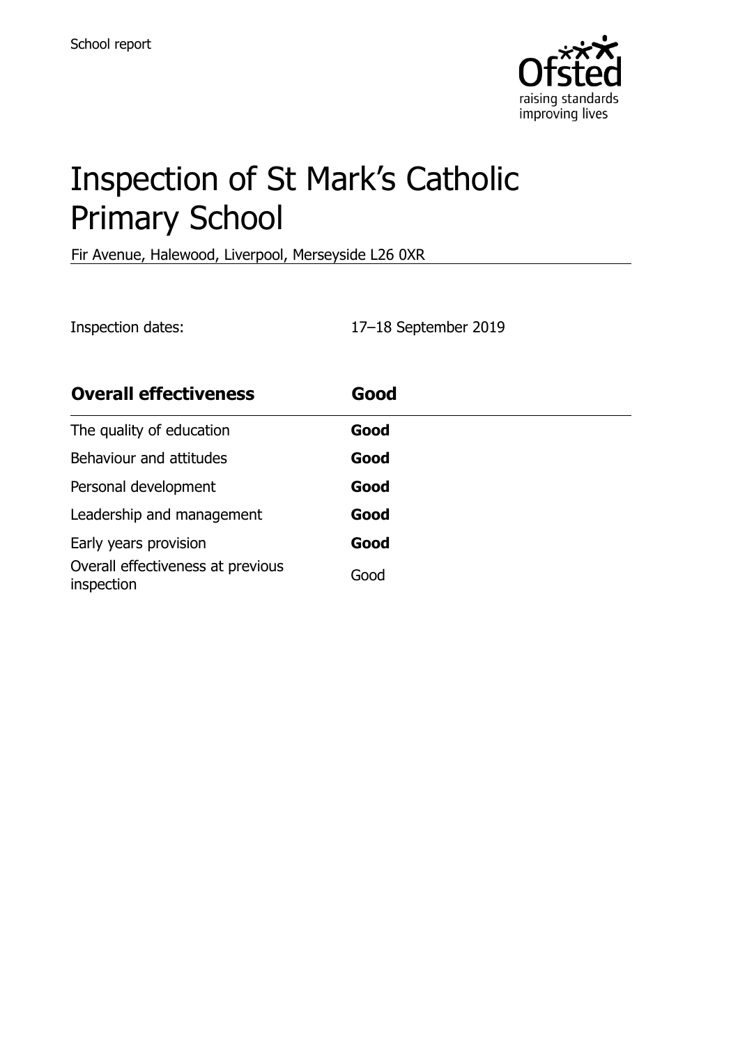School report

# Inspection of St Mark's Catholic Primary School

Fir Avenue, Halewood, Liverpool, Merseyside L26 0XR

Inspection dates: 17–18 September 2019

| **Overall effectiveness** | **Good** |
| --- | --- |
| The quality of education | **Good** |
| Behaviour and attitudes | **Good** |
| Personal development | **Good** |
| Leadership and management | **Good** |
| Early years provision | **Good** |
| Overall effectiveness at previous inspection | Good |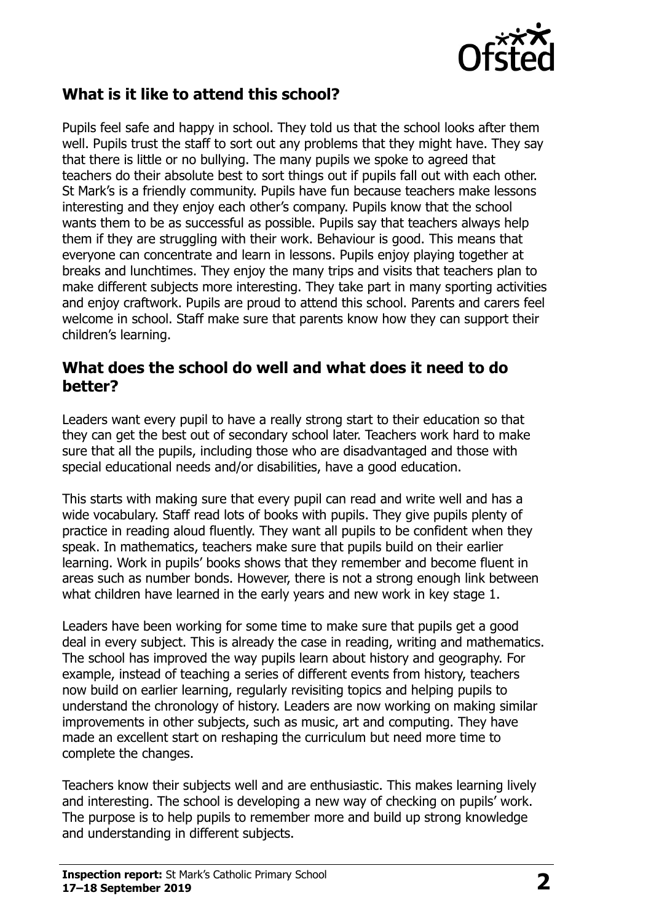## What is it like to attend this school?

Pupils feel safe and happy in school. They told us that the school looks after them well. Pupils trust the staff to sort out any problems that they might have. They say that there is little or no bullying. The many pupils we spoke to agreed that teachers do their absolute best to sort things out if pupils fall out with each other. St Mark's is a friendly community. Pupils have fun because teachers make lessons interesting and they enjoy each other's company. Pupils know that the school wants them to be as successful as possible. Pupils say that teachers always help them if they are struggling with their work. Behaviour is good. This means that everyone can concentrate and learn in lessons. Pupils enjoy playing together at breaks and lunchtimes. They enjoy the many trips and visits that teachers plan to make different subjects more interesting. They take part in many sporting activities and enjoy craftwork. Pupils are proud to attend this school. Parents and carers feel welcome in school. Staff make sure that parents know how they can support their children's learning.

## What does the school do well and what does it need to do better?

Leaders want every pupil to have a really strong start to their education so that they can get the best out of secondary school later. Teachers work hard to make sure that all the pupils, including those who are disadvantaged and those with special educational needs and/or disabilities, have a good education.

This starts with making sure that every pupil can read and write well and has a wide vocabulary. Staff read lots of books with pupils. They give pupils plenty of practice in reading aloud fluently. They want all pupils to be confident when they speak. In mathematics, teachers make sure that pupils build on their earlier learning. Work in pupils' books shows that they remember and become fluent in areas such as number bonds. However, there is not a strong enough link between what children have learned in the early years and new work in key stage 1.

Leaders have been working for some time to make sure that pupils get a good deal in every subject. This is already the case in reading, writing and mathematics. The school has improved the way pupils learn about history and geography. For example, instead of teaching a series of different events from history, teachers now build on earlier learning, regularly revisiting topics and helping pupils to understand the chronology of history. Leaders are now working on making similar improvements in other subjects, such as music, art and computing. They have made an excellent start on reshaping the curriculum but need more time to complete the changes.

Teachers know their subjects well and are enthusiastic. This makes learning lively and interesting. The school is developing a new way of checking on pupils' work. The purpose is to help pupils to remember more and build up strong knowledge and understanding in different subjects.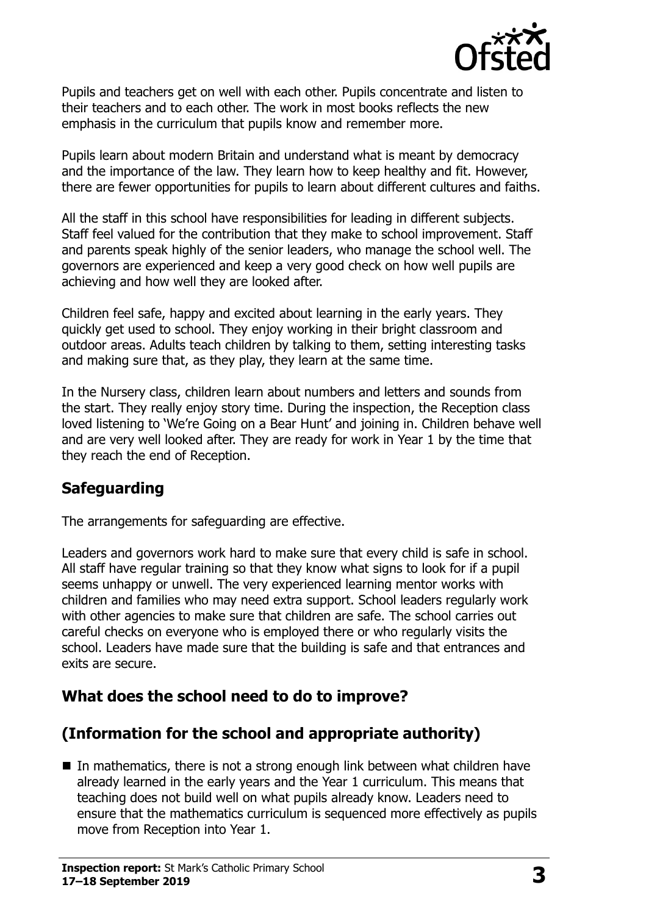Pupils and teachers get on well with each other. Pupils concentrate and listen to their teachers and to each other. The work in most books reflects the new emphasis in the curriculum that pupils know and remember more.

Pupils learn about modern Britain and understand what is meant by democracy and the importance of the law. They learn how to keep healthy and fit. However, there are fewer opportunities for pupils to learn about different cultures and faiths.

All the staff in this school have responsibilities for leading in different subjects. Staff feel valued for the contribution that they make to school improvement. Staff and parents speak highly of the senior leaders, who manage the school well. The governors are experienced and keep a very good check on how well pupils are achieving and how well they are looked after.

Children feel safe, happy and excited about learning in the early years. They quickly get used to school. They enjoy working in their bright classroom and outdoor areas. Adults teach children by talking to them, setting interesting tasks and making sure that, as they play, they learn at the same time.

In the Nursery class, children learn about numbers and letters and sounds from the start. They really enjoy story time. During the inspection, the Reception class loved listening to 'We're Going on a Bear Hunt' and joining in. Children behave well and are very well looked after. They are ready for work in Year 1 by the time that they reach the end of Reception.

## Safeguarding

The arrangements for safeguarding are effective.

Leaders and governors work hard to make sure that every child is safe in school. All staff have regular training so that they know what signs to look for if a pupil seems unhappy or unwell. The very experienced learning mentor works with children and families who may need extra support. School leaders regularly work with other agencies to make sure that children are safe. The school carries out careful checks on everyone who is employed there or who regularly visits the school. Leaders have made sure that the building is safe and that entrances and exits are secure.

## What does the school need to do to improve?

## (Information for the school and appropriate authority)

- In mathematics, there is not a strong enough link between what children have already learned in the early years and the Year 1 curriculum. This means that teaching does not build well on what pupils already know. Leaders need to ensure that the mathematics curriculum is sequenced more effectively as pupils move from Reception into Year 1.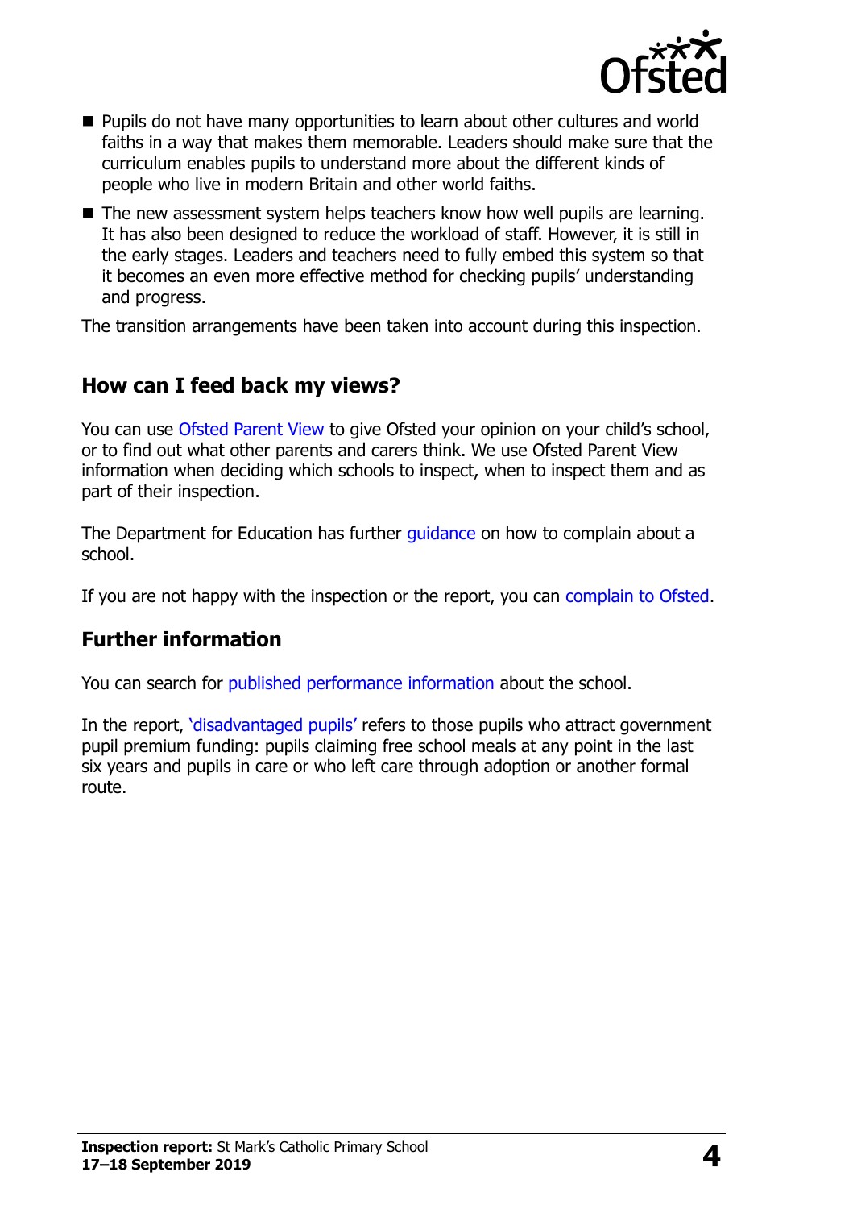- Pupils do not have many opportunities to learn about other cultures and world faiths in a way that makes them memorable. Leaders should make sure that the curriculum enables pupils to understand more about the different kinds of people who live in modern Britain and other world faiths.
- The new assessment system helps teachers know how well pupils are learning. It has also been designed to reduce the workload of staff. However, it is still in the early stages. Leaders and teachers need to fully embed this system so that it becomes an even more effective method for checking pupils' understanding and progress.

The transition arrangements have been taken into account during this inspection.

## How can I feed back my views?

You can use Ofsted Parent View to give Ofsted your opinion on your child's school, or to find out what other parents and carers think. We use Ofsted Parent View information when deciding which schools to inspect, when to inspect them and as part of their inspection.

The Department for Education has further guidance on how to complain about a school.

If you are not happy with the inspection or the report, you can complain to Ofsted.

## Further information

You can search for published performance information about the school.

In the report, 'disadvantaged pupils' refers to those pupils who attract government pupil premium funding: pupils claiming free school meals at any point in the last six years and pupils in care or who left care through adoption or another formal route.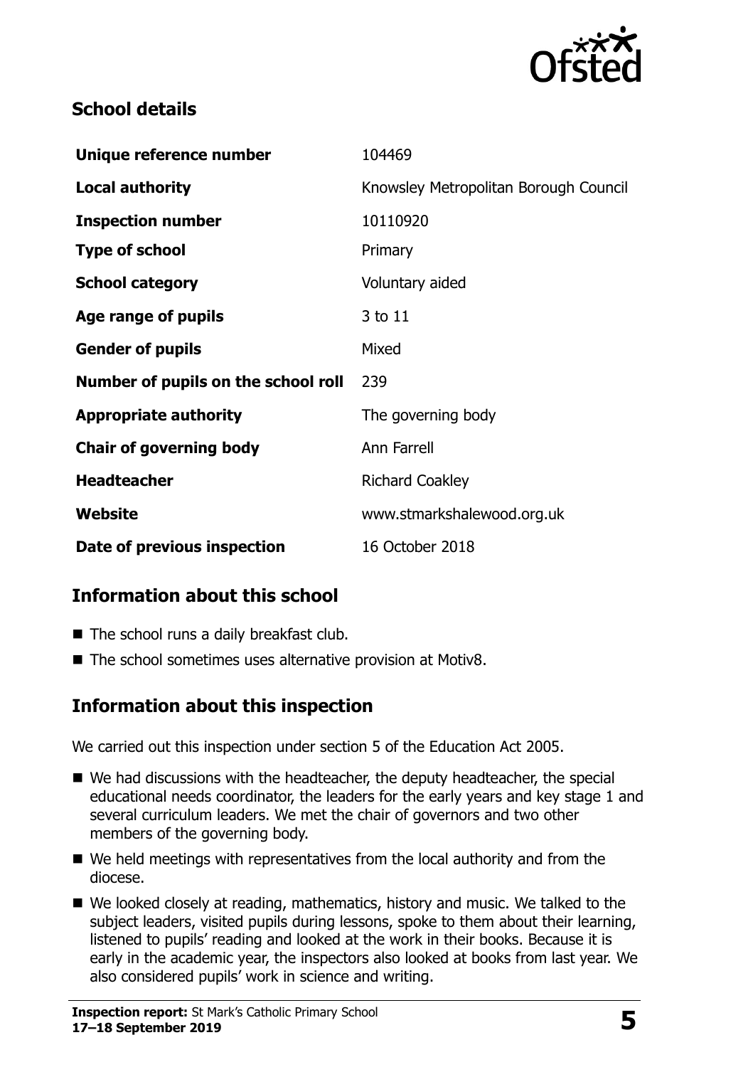## School details

| | |
|---|---|
| **Unique reference number** | 104469 |
| **Local authority** | Knowsley Metropolitan Borough Council |
| **Inspection number** | 10110920 |
| **Type of school** | Primary |
| **School category** | Voluntary aided |
| **Age range of pupils** | 3 to 11 |
| **Gender of pupils** | Mixed |
| **Number of pupils on the school roll** | 239 |
| **Appropriate authority** | The governing body |
| **Chair of governing body** | Ann Farrell |
| **Headteacher** | Richard Coakley |
| **Website** | www.stmarkshalewood.org.uk |
| **Date of previous inspection** | 16 October 2018 |

## Information about this school

- The school runs a daily breakfast club.
- The school sometimes uses alternative provision at Motiv8.

## Information about this inspection

We carried out this inspection under section 5 of the Education Act 2005.

- We had discussions with the headteacher, the deputy headteacher, the special educational needs coordinator, the leaders for the early years and key stage 1 and several curriculum leaders. We met the chair of governors and two other members of the governing body.
- We held meetings with representatives from the local authority and from the diocese.
- We looked closely at reading, mathematics, history and music. We talked to the subject leaders, visited pupils during lessons, spoke to them about their learning, listened to pupils' reading and looked at the work in their books. Because it is early in the academic year, the inspectors also looked at books from last year. We also considered pupils' work in science and writing.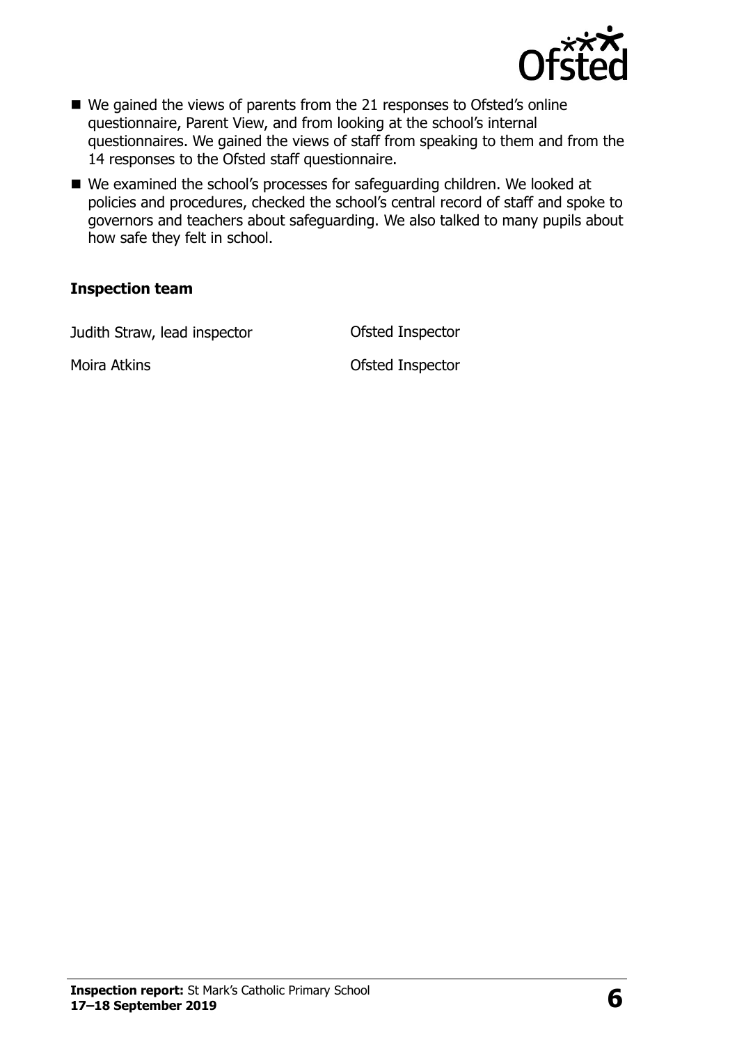- We gained the views of parents from the 21 responses to Ofsted's online questionnaire, Parent View, and from looking at the school's internal questionnaires. We gained the views of staff from speaking to them and from the 14 responses to the Ofsted staff questionnaire.
- We examined the school's processes for safeguarding children. We looked at policies and procedures, checked the school's central record of staff and spoke to governors and teachers about safeguarding. We also talked to many pupils about how safe they felt in school.

**Inspection team**

| | |
|---|---|
| Judith Straw, lead inspector | Ofsted Inspector |
| Moira Atkins | Ofsted Inspector |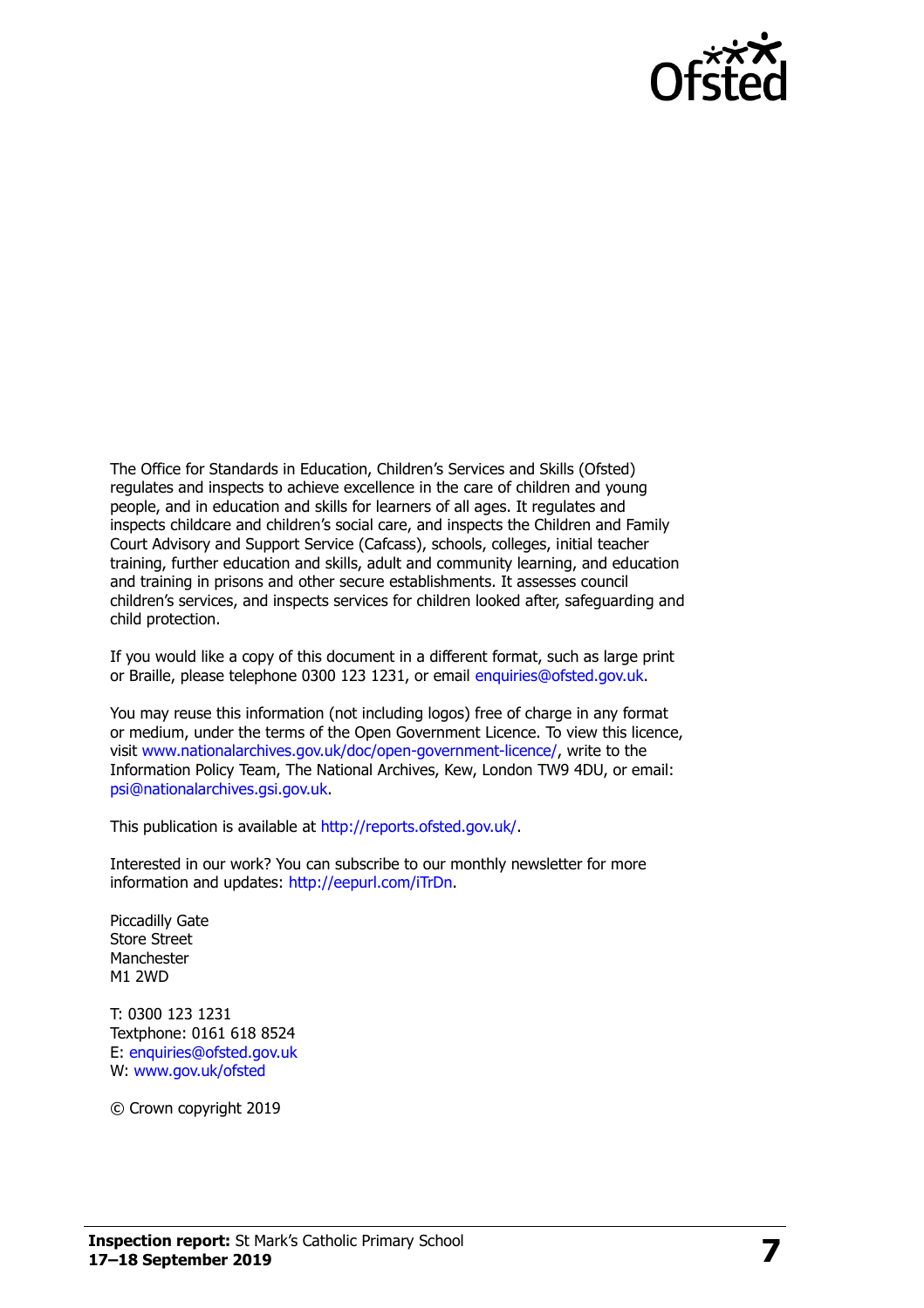The Office for Standards in Education, Children's Services and Skills (Ofsted) regulates and inspects to achieve excellence in the care of children and young people, and in education and skills for learners of all ages. It regulates and inspects childcare and children's social care, and inspects the Children and Family Court Advisory and Support Service (Cafcass), schools, colleges, initial teacher training, further education and skills, adult and community learning, and education and training in prisons and other secure establishments. It assesses council children's services, and inspects services for children looked after, safeguarding and child protection.

If you would like a copy of this document in a different format, such as large print or Braille, please telephone 0300 123 1231, or email enquiries@ofsted.gov.uk.

You may reuse this information (not including logos) free of charge in any format or medium, under the terms of the Open Government Licence. To view this licence, visit www.nationalarchives.gov.uk/doc/open-government-licence/, write to the Information Policy Team, The National Archives, Kew, London TW9 4DU, or email: psi@nationalarchives.gsi.gov.uk.

This publication is available at http://reports.ofsted.gov.uk/.

Interested in our work? You can subscribe to our monthly newsletter for more information and updates: http://eepurl.com/iTrDn.

Piccadilly Gate
Store Street
Manchester
M1 2WD

T: 0300 123 1231
Textphone: 0161 618 8524
E: enquiries@ofsted.gov.uk
W: www.gov.uk/ofsted

© Crown copyright 2019